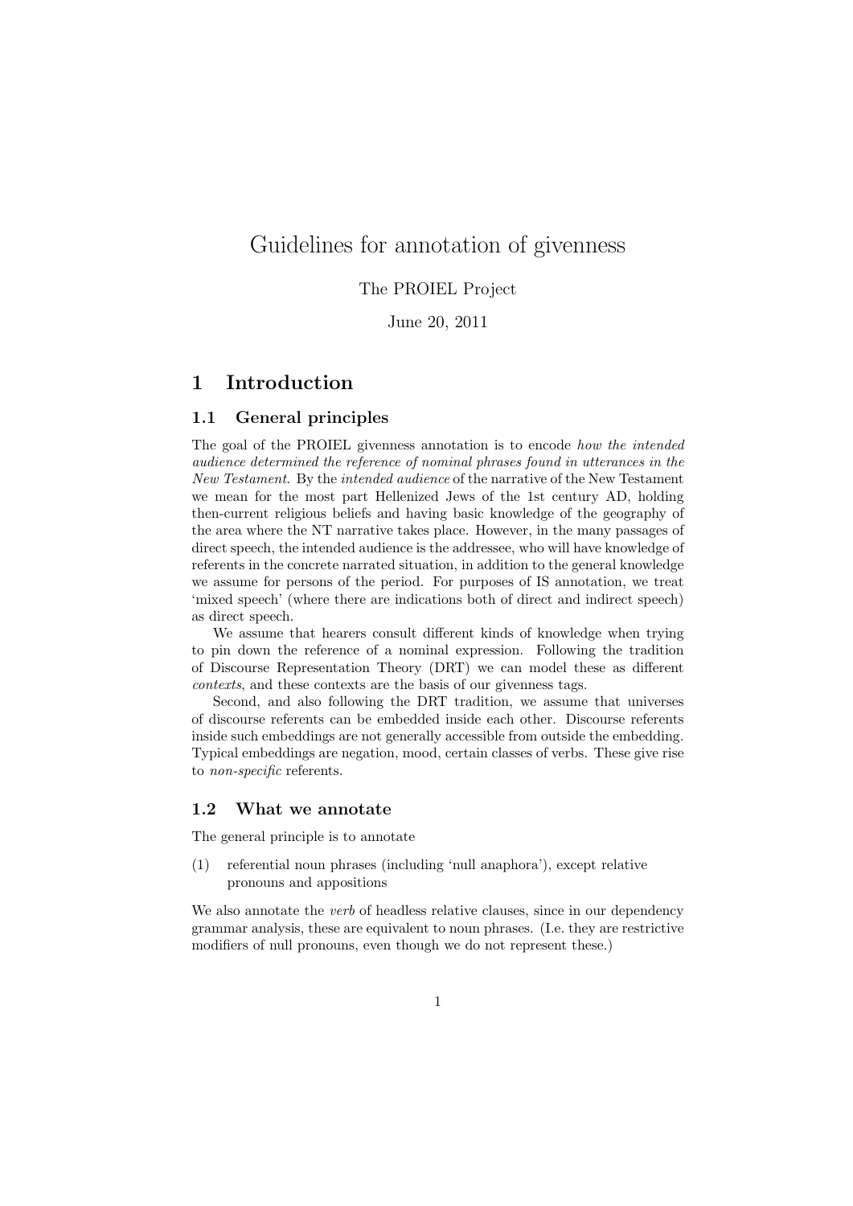# Guidelines for annotation of givenness

The PROIEL Project

June 20, 2011

## 1 Introduction

### 1.1 General principles

The goal of the PROIEL givenness annotation is to encode *how the intended audience determined the reference of nominal phrases found in utterances in the New Testament*. By the *intended audience* of the narrative of the New Testament we mean for the most part Hellenized Jews of the 1st century AD, holding then-current religious beliefs and having basic knowledge of the geography of the area where the NT narrative takes place. However, in the many passages of direct speech, the intended audience is the addressee, who will have knowledge of referents in the concrete narrated situation, in addition to the general knowledge we assume for persons of the period. For purposes of IS annotation, we treat 'mixed speech' (where there are indications both of direct and indirect speech) as direct speech.

We assume that hearers consult different kinds of knowledge when trying to pin down the reference of a nominal expression. Following the tradition of Discourse Representation Theory (DRT) we can model these as different *contexts*, and these contexts are the basis of our givenness tags.

Second, and also following the DRT tradition, we assume that universes of discourse referents can be embedded inside each other. Discourse referents inside such embeddings are not generally accessible from outside the embedding. Typical embeddings are negation, mood, certain classes of verbs. These give rise to *non-specific* referents.

### 1.2 What we annotate

The general principle is to annotate

(1) referential noun phrases (including 'null anaphora'), except relative pronouns and appositions

We also annotate the *verb* of headless relative clauses, since in our dependency grammar analysis, these are equivalent to noun phrases. (I.e. they are restrictive modifiers of null pronouns, even though we do not represent these.)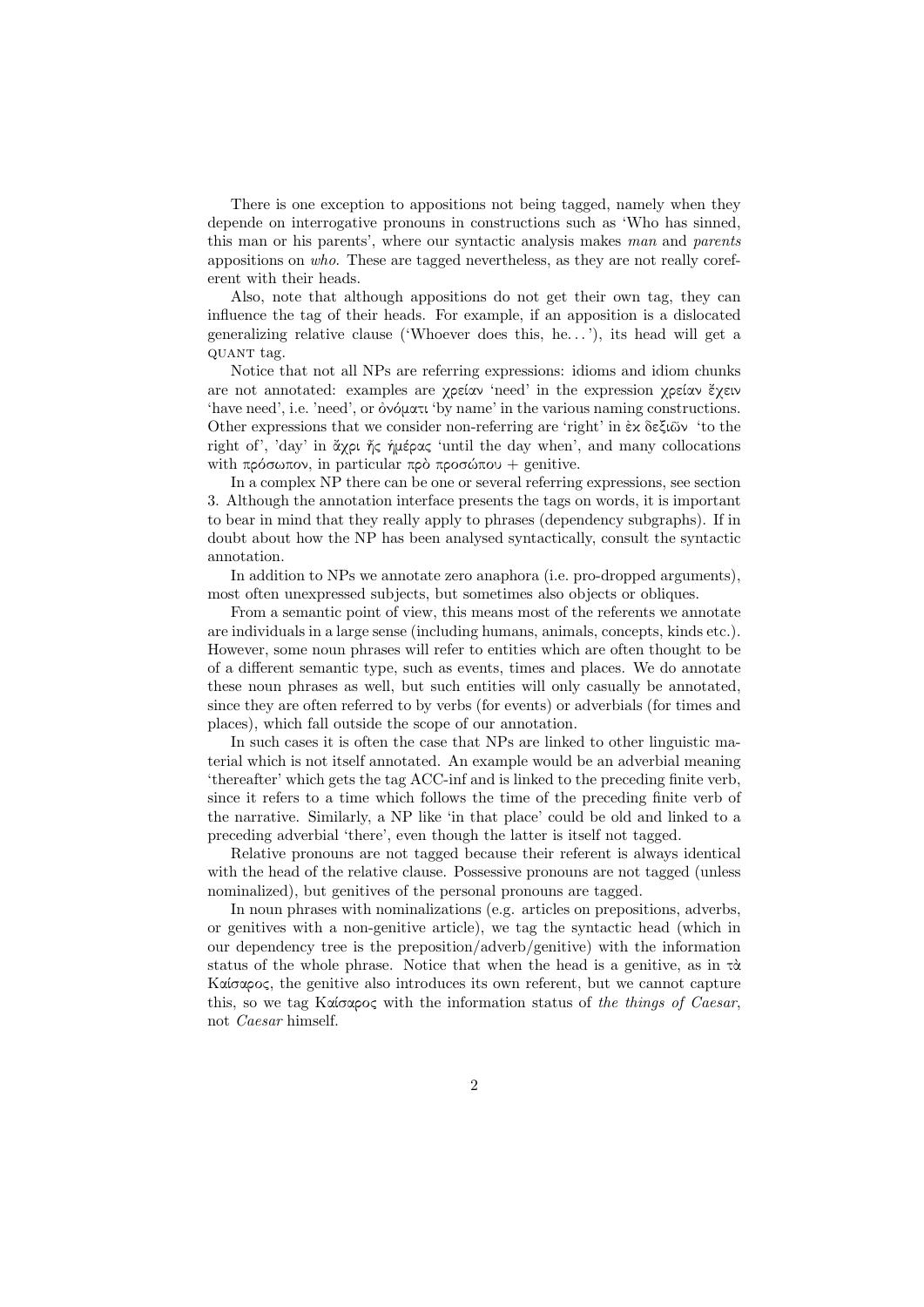There is one exception to appositions not being tagged, namely when they depende on interrogative pronouns in constructions such as 'Who has sinned, this man or his parents', where our syntactic analysis makes *man* and *parents* appositions on *who*. These are tagged nevertheless, as they are not really coreferent with their heads.

Also, note that although appositions do not get their own tag, they can influence the tag of their heads. For example, if an apposition is a dislocated generalizing relative clause ('Whoever does this, he…'), its head will get a QUANT tag.

Notice that not all NPs are referring expressions: idioms and idiom chunks are not annotated: examples are χρείαν 'need' in the expression χρείαν ἔχειν 'have need', i.e. 'need', or ὀνόματι 'by name' in the various naming constructions. Other expressions that we consider non-referring are 'right' in ἐκ δεξιῶν 'to the right of', 'day' in ἄχρι ἧς ἡμέρας 'until the day when', and many collocations with πρόσωπον, in particular πρὸ προσώπου + genitive.

In a complex NP there can be one or several referring expressions, see section 3. Although the annotation interface presents the tags on words, it is important to bear in mind that they really apply to phrases (dependency subgraphs). If in doubt about how the NP has been analysed syntactically, consult the syntactic annotation.

In addition to NPs we annotate zero anaphora (i.e. pro-dropped arguments), most often unexpressed subjects, but sometimes also objects or obliques.

From a semantic point of view, this means most of the referents we annotate are individuals in a large sense (including humans, animals, concepts, kinds etc.). However, some noun phrases will refer to entities which are often thought to be of a different semantic type, such as events, times and places. We do annotate these noun phrases as well, but such entities will only casually be annotated, since they are often referred to by verbs (for events) or adverbials (for times and places), which fall outside the scope of our annotation.

In such cases it is often the case that NPs are linked to other linguistic material which is not itself annotated. An example would be an adverbial meaning 'thereafter' which gets the tag ACC-inf and is linked to the preceding finite verb, since it refers to a time which follows the time of the preceding finite verb of the narrative. Similarly, a NP like 'in that place' could be old and linked to a preceding adverbial 'there', even though the latter is itself not tagged.

Relative pronouns are not tagged because their referent is always identical with the head of the relative clause. Possessive pronouns are not tagged (unless nominalized), but genitives of the personal pronouns are tagged.

In noun phrases with nominalizations (e.g. articles on prepositions, adverbs, or genitives with a non-genitive article), we tag the syntactic head (which in our dependency tree is the preposition/adverb/genitive) with the information status of the whole phrase. Notice that when the head is a genitive, as in τὰ Καίσαρος, the genitive also introduces its own referent, but we cannot capture this, so we tag Καίσαρος with the information status of *the things of Caesar*, not *Caesar* himself.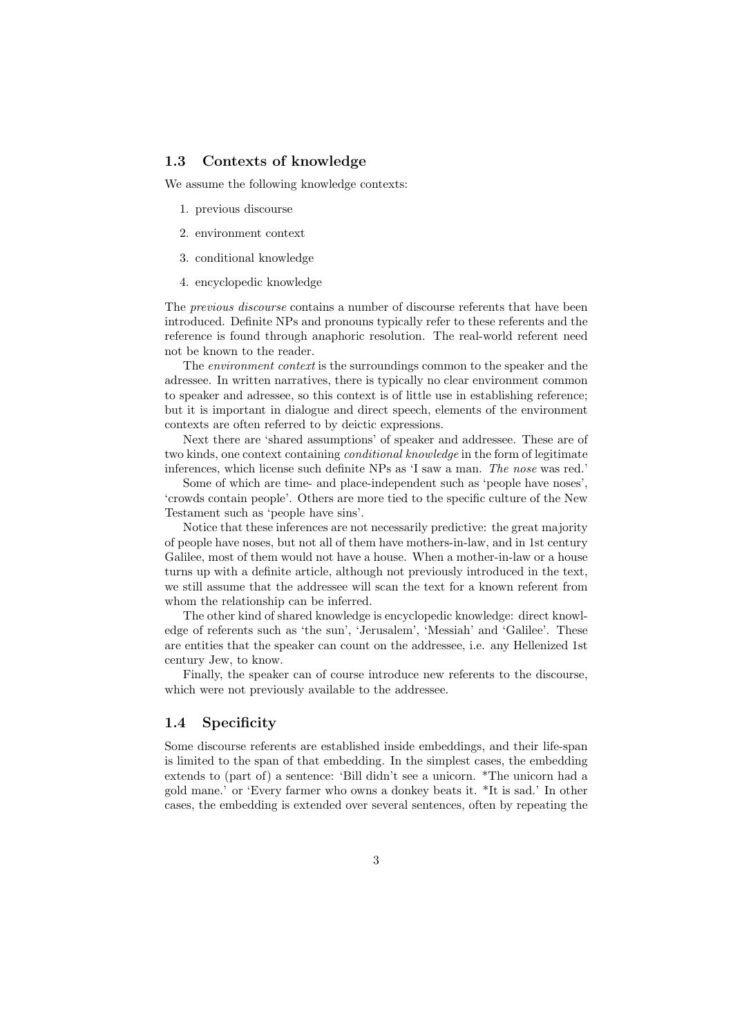## 1.3 Contexts of knowledge

We assume the following knowledge contexts:

1. previous discourse
2. environment context
3. conditional knowledge
4. encyclopedic knowledge

The *previous discourse* contains a number of discourse referents that have been introduced. Definite NPs and pronouns typically refer to these referents and the reference is found through anaphoric resolution. The real-world referent need not be known to the reader.

The *environment context* is the surroundings common to the speaker and the adressee. In written narratives, there is typically no clear environment common to speaker and adressee, so this context is of little use in establishing reference; but it is important in dialogue and direct speech, elements of the environment contexts are often referred to by deictic expressions.

Next there are 'shared assumptions' of speaker and addressee. These are of two kinds, one context containing *conditional knowledge* in the form of legitimate inferences, which license such definite NPs as 'I saw a man. *The nose* was red.'

Some of which are time- and place-independent such as 'people have noses', 'crowds contain people'. Others are more tied to the specific culture of the New Testament such as 'people have sins'.

Notice that these inferences are not necessarily predictive: the great majority of people have noses, but not all of them have mothers-in-law, and in 1st century Galilee, most of them would not have a house. When a mother-in-law or a house turns up with a definite article, although not previously introduced in the text, we still assume that the addressee will scan the text for a known referent from whom the relationship can be inferred.

The other kind of shared knowledge is encyclopedic knowledge: direct knowledge of referents such as 'the sun', 'Jerusalem', 'Messiah' and 'Galilee'. These are entities that the speaker can count on the addressee, i.e. any Hellenized 1st century Jew, to know.

Finally, the speaker can of course introduce new referents to the discourse, which were not previously available to the addressee.

## 1.4 Specificity

Some discourse referents are established inside embeddings, and their life-span is limited to the span of that embedding. In the simplest cases, the embedding extends to (part of) a sentence: 'Bill didn't see a unicorn. *The unicorn had a gold mane.' or 'Every farmer who owns a donkey beats it. *It is sad.' In other cases, the embedding is extended over several sentences, often by repeating the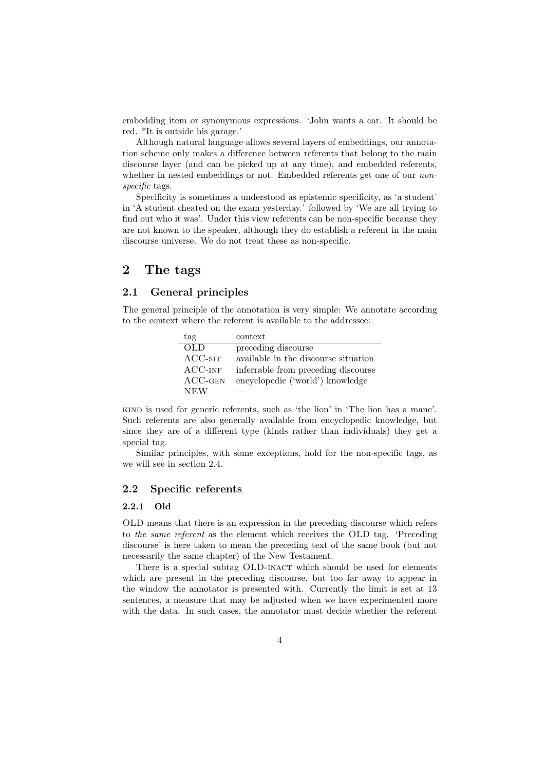embedding item or synonymous expressions. 'John wants a car. It should be red. *It is outside his garage.'

Although natural language allows several layers of embeddings, our annotation scheme only makes a difference between referents that belong to the main discourse layer (and can be picked up at any time), and embedded referents, whether in nested embeddings or not. Embedded referents get one of our *non-specific* tags.

Specificity is sometimes a understood as epistemic specificity, as 'a student' in 'A student cheated on the exam yesterday.' followed by 'We are all trying to find out who it was'. Under this view referents can be non-specific because they are not known to the speaker, although they do establish a referent in the main discourse universe. We do not treat these as non-specific.

## 2 The tags

### 2.1 General principles

The general principle of the annotation is very simple: We annotate according to the context where the referent is available to the addressee:

| tag | context |
|---|---|
| OLD | preceding discourse |
| ACC-SIT | available in the discourse situation |
| ACC-INF | inferrable from preceding discourse |
| ACC-GEN | encyclopedic ('world') knowledge |
| NEW | — |

KIND is used for generic referents, such as 'the lion' in 'The lion has a mane'. Such referents are also generally available from encyclopedic knowledge, but since they are of a different type (kinds rather than individuals) they get a special tag.

Similar principles, with some exceptions, hold for the non-specific tags, as we will see in section 2.4.

### 2.2 Specific referents

#### 2.2.1 Old

OLD means that there is an expression in the preceding discourse which refers to *the same referent* as the element which receives the OLD tag. 'Preceding discourse' is here taken to mean the preceding text of the same book (but not necessarily the same chapter) of the New Testament.

There is a special subtag OLD-INACT which should be used for elements which are present in the preceding discourse, but too far away to appear in the window the annotator is presented with. Currently the limit is set at 13 sentences, a measure that may be adjusted when we have experimented more with the data. In such cases, the annotator must decide whether the referent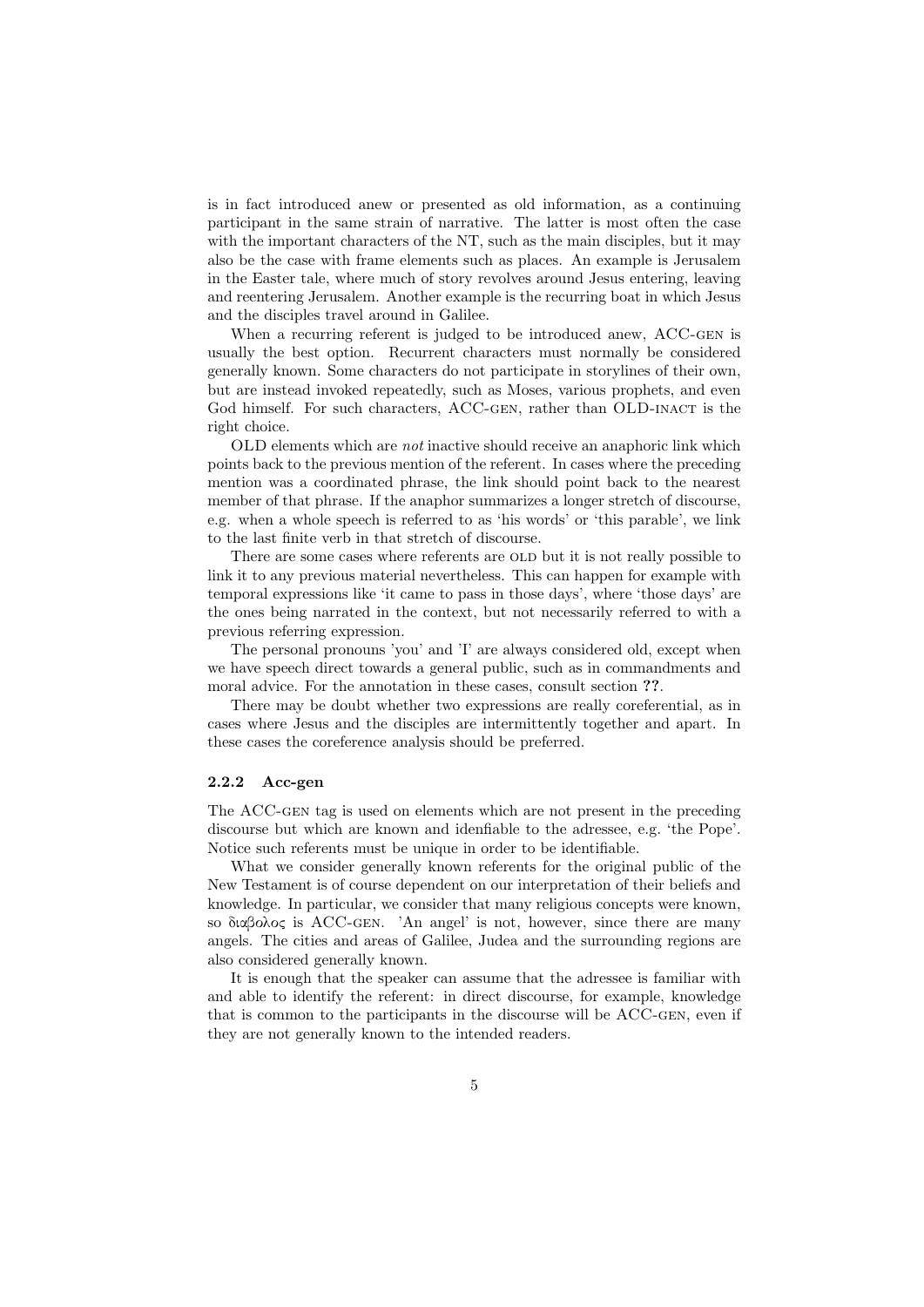is in fact introduced anew or presented as old information, as a continuing participant in the same strain of narrative. The latter is most often the case with the important characters of the NT, such as the main disciples, but it may also be the case with frame elements such as places. An example is Jerusalem in the Easter tale, where much of story revolves around Jesus entering, leaving and reentering Jerusalem. Another example is the recurring boat in which Jesus and the disciples travel around in Galilee.

When a recurring referent is judged to be introduced anew, ACC-GEN is usually the best option. Recurrent characters must normally be considered generally known. Some characters do not participate in storylines of their own, but are instead invoked repeatedly, such as Moses, various prophets, and even God himself. For such characters, ACC-GEN, rather than OLD-INACT is the right choice.

OLD elements which are *not* inactive should receive an anaphoric link which points back to the previous mention of the referent. In cases where the preceding mention was a coordinated phrase, the link should point back to the nearest member of that phrase. If the anaphor summarizes a longer stretch of discourse, e.g. when a whole speech is referred to as 'his words' or 'this parable', we link to the last finite verb in that stretch of discourse.

There are some cases where referents are OLD but it is not really possible to link it to any previous material nevertheless. This can happen for example with temporal expressions like 'it came to pass in those days', where 'those days' are the ones being narrated in the context, but not necessarily referred to with a previous referring expression.

The personal pronouns 'you' and 'I' are always considered old, except when we have speech direct towards a general public, such as in commandments and moral advice. For the annotation in these cases, consult section **??**.

There may be doubt whether two expressions are really coreferential, as in cases where Jesus and the disciples are intermittently together and apart. In these cases the coreference analysis should be preferred.

### 2.2.2 Acc-gen

The ACC-GEN tag is used on elements which are not present in the preceding discourse but which are known and idenfiable to the adressee, e.g. 'the Pope'. Notice such referents must be unique in order to be identifiable.

What we consider generally known referents for the original public of the New Testament is of course dependent on our interpretation of their beliefs and knowledge. In particular, we consider that many religious concepts were known, so διαβολος is ACC-GEN. 'An angel' is not, however, since there are many angels. The cities and areas of Galilee, Judea and the surrounding regions are also considered generally known.

It is enough that the speaker can assume that the adressee is familiar with and able to identify the referent: in direct discourse, for example, knowledge that is common to the participants in the discourse will be ACC-GEN, even if they are not generally known to the intended readers.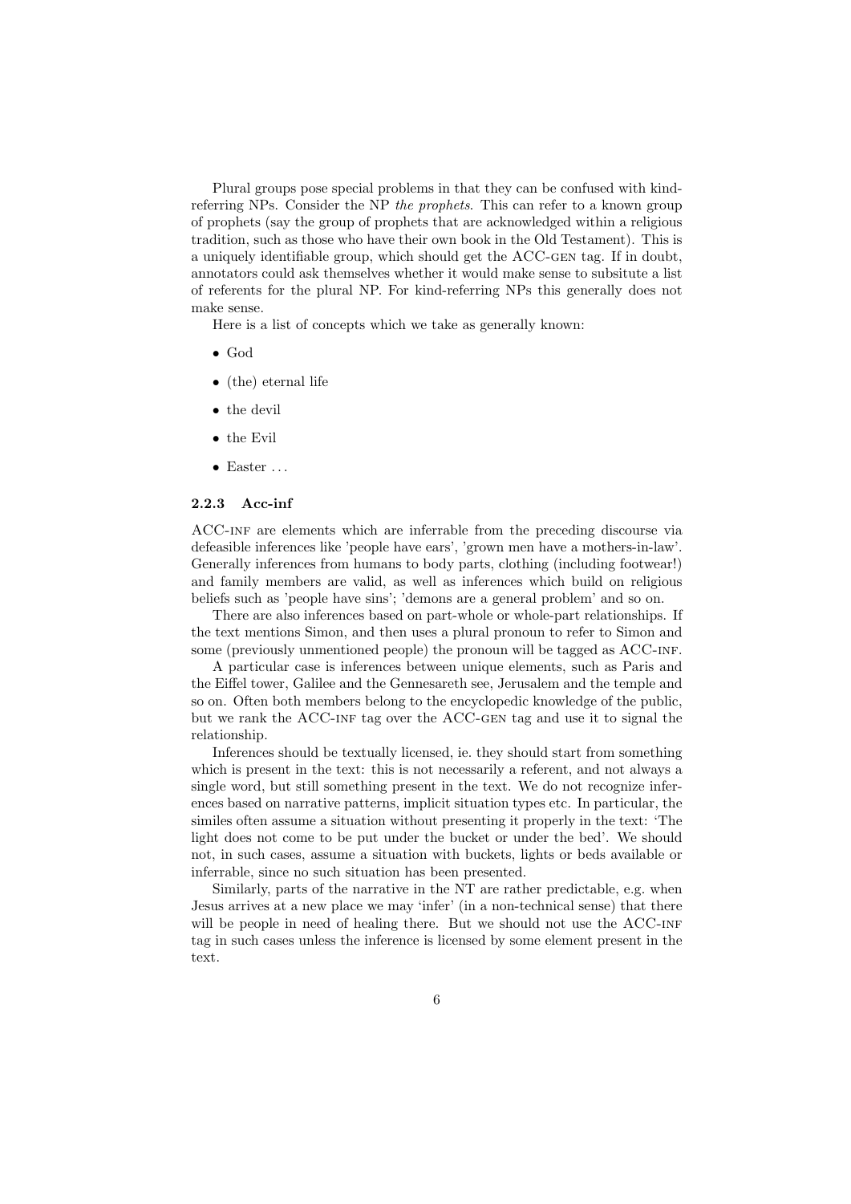Plural groups pose special problems in that they can be confused with kind-referring NPs. Consider the NP *the prophets*. This can refer to a known group of prophets (say the group of prophets that are acknowledged within a religious tradition, such as those who have their own book in the Old Testament). This is a uniquely identifiable group, which should get the ACC-GEN tag. If in doubt, annotators could ask themselves whether it would make sense to subsitute a list of referents for the plural NP. For kind-referring NPs this generally does not make sense.

Here is a list of concepts which we take as generally known:

- God
- (the) eternal life
- the devil
- the Evil
- Easter ...

### 2.2.3 Acc-inf

ACC-INF are elements which are inferrable from the preceding discourse via defeasible inferences like 'people have ears', 'grown men have a mothers-in-law'. Generally inferences from humans to body parts, clothing (including footwear!) and family members are valid, as well as inferences which build on religious beliefs such as 'people have sins'; 'demons are a general problem' and so on.

There are also inferences based on part-whole or whole-part relationships. If the text mentions Simon, and then uses a plural pronoun to refer to Simon and some (previously unmentioned people) the pronoun will be tagged as ACC-INF.

A particular case is inferences between unique elements, such as Paris and the Eiffel tower, Galilee and the Gennesareth see, Jerusalem and the temple and so on. Often both members belong to the encyclopedic knowledge of the public, but we rank the ACC-INF tag over the ACC-GEN tag and use it to signal the relationship.

Inferences should be textually licensed, ie. they should start from something which is present in the text: this is not necessarily a referent, and not always a single word, but still something present in the text. We do not recognize inferences based on narrative patterns, implicit situation types etc. In particular, the similes often assume a situation without presenting it properly in the text: 'The light does not come to be put under the bucket or under the bed'. We should not, in such cases, assume a situation with buckets, lights or beds available or inferrable, since no such situation has been presented.

Similarly, parts of the narrative in the NT are rather predictable, e.g. when Jesus arrives at a new place we may 'infer' (in a non-technical sense) that there will be people in need of healing there. But we should not use the ACC-INF tag in such cases unless the inference is licensed by some element present in the text.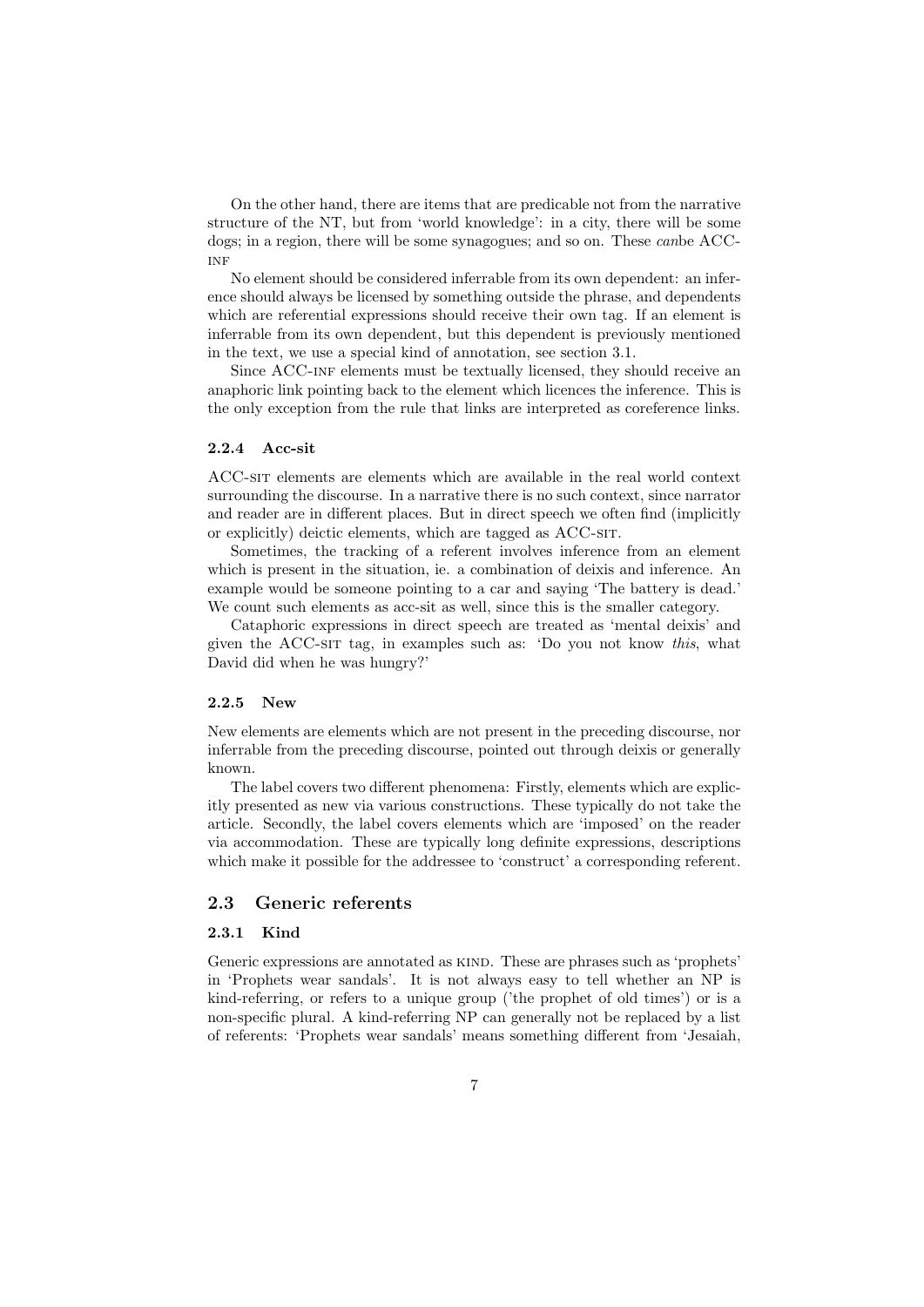On the other hand, there are items that are predicable not from the narrative structure of the NT, but from 'world knowledge': in a city, there will be some dogs; in a region, there will be some synagogues; and so on. These *can*be ACC-INF

No element should be considered inferrable from its own dependent: an inference should always be licensed by something outside the phrase, and dependents which are referential expressions should receive their own tag. If an element is inferrable from its own dependent, but this dependent is previously mentioned in the text, we use a special kind of annotation, see section 3.1.

Since ACC-INF elements must be textually licensed, they should receive an anaphoric link pointing back to the element which licences the inference. This is the only exception from the rule that links are interpreted as coreference links.

#### 2.2.4 Acc-sit

ACC-SIT elements are elements which are available in the real world context surrounding the discourse. In a narrative there is no such context, since narrator and reader are in different places. But in direct speech we often find (implicitly or explicitly) deictic elements, which are tagged as ACC-SIT.

Sometimes, the tracking of a referent involves inference from an element which is present in the situation, ie. a combination of deixis and inference. An example would be someone pointing to a car and saying 'The battery is dead.' We count such elements as acc-sit as well, since this is the smaller category.

Cataphoric expressions in direct speech are treated as 'mental deixis' and given the ACC-SIT tag, in examples such as: 'Do you not know *this*, what David did when he was hungry?'

#### 2.2.5 New

New elements are elements which are not present in the preceding discourse, nor inferrable from the preceding discourse, pointed out through deixis or generally known.

The label covers two different phenomena: Firstly, elements which are explicitly presented as new via various constructions. These typically do not take the article. Secondly, the label covers elements which are 'imposed' on the reader via accommodation. These are typically long definite expressions, descriptions which make it possible for the addressee to 'construct' a corresponding referent.

### 2.3 Generic referents

#### 2.3.1 Kind

Generic expressions are annotated as KIND. These are phrases such as 'prophets' in 'Prophets wear sandals'. It is not always easy to tell whether an NP is kind-referring, or refers to a unique group ('the prophet of old times') or is a non-specific plural. A kind-referring NP can generally not be replaced by a list of referents: 'Prophets wear sandals' means something different from 'Jesaiah,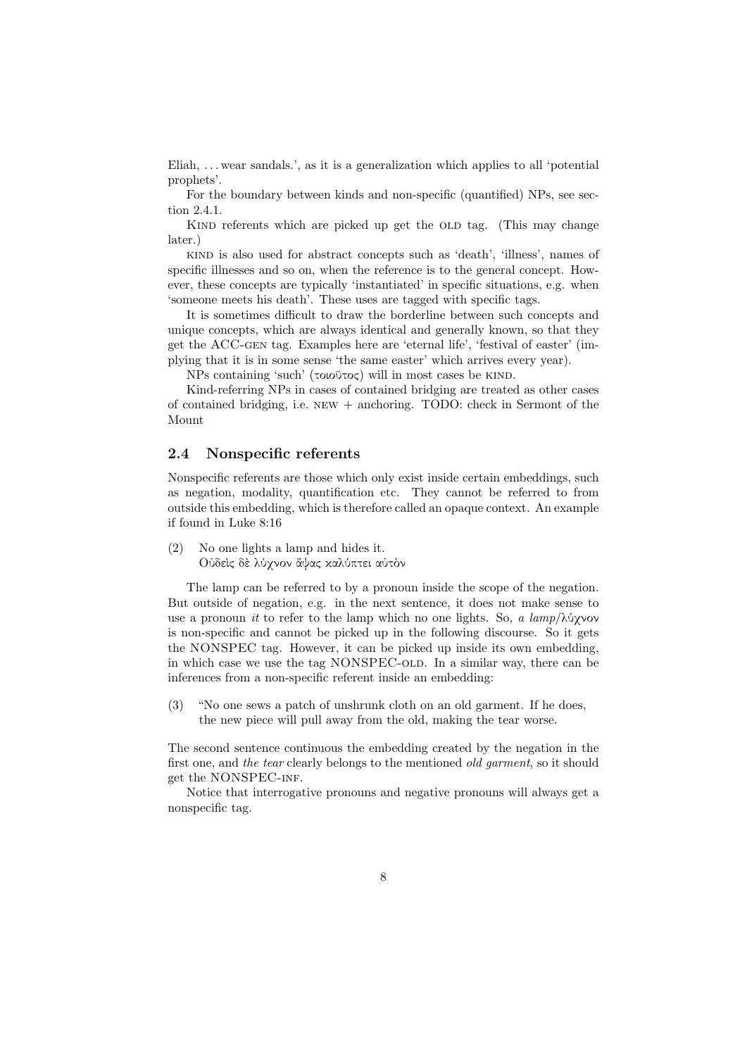Eliah, . . . wear sandals.', as it is a generalization which applies to all 'potential prophets'.

For the boundary between kinds and non-specific (quantified) NPs, see section 2.4.1.

KIND referents which are picked up get the OLD tag. (This may change later.)

KIND is also used for abstract concepts such as 'death', 'illness', names of specific illnesses and so on, when the reference is to the general concept. However, these concepts are typically 'instantiated' in specific situations, e.g. when 'someone meets his death'. These uses are tagged with specific tags.

It is sometimes difficult to draw the borderline between such concepts and unique concepts, which are always identical and generally known, so that they get the ACC-GEN tag. Examples here are 'eternal life', 'festival of easter' (implying that it is in some sense 'the same easter' which arrives every year).

NPs containing 'such' (τοιοῦτος) will in most cases be KIND.

Kind-referring NPs in cases of contained bridging are treated as other cases of contained bridging, i.e. NEW + anchoring. TODO: check in Sermont of the Mount

## 2.4 Nonspecific referents

Nonspecific referents are those which only exist inside certain embeddings, such as negation, modality, quantification etc. They cannot be referred to from outside this embedding, which is therefore called an opaque context. An example if found in Luke 8:16

(2) No one lights a lamp and hides it.
Οὐδεὶς δὲ λύχνον ἅψας καλύπτει αὐτὸν

The lamp can be referred to by a pronoun inside the scope of the negation. But outside of negation, e.g. in the next sentence, it does not make sense to use a pronoun *it* to refer to the lamp which no one lights. So, *a lamp*/λύχνον is non-specific and cannot be picked up in the following discourse. So it gets the NONSPEC tag. However, it can be picked up inside its own embedding, in which case we use the tag NONSPEC-OLD. In a similar way, there can be inferences from a non-specific referent inside an embedding:

(3) "No one sews a patch of unshrunk cloth on an old garment. If he does, the new piece will pull away from the old, making the tear worse.

The second sentence continuous the embedding created by the negation in the first one, and *the tear* clearly belongs to the mentioned *old garment*, so it should get the NONSPEC-INF.

Notice that interrogative pronouns and negative pronouns will always get a nonspecific tag.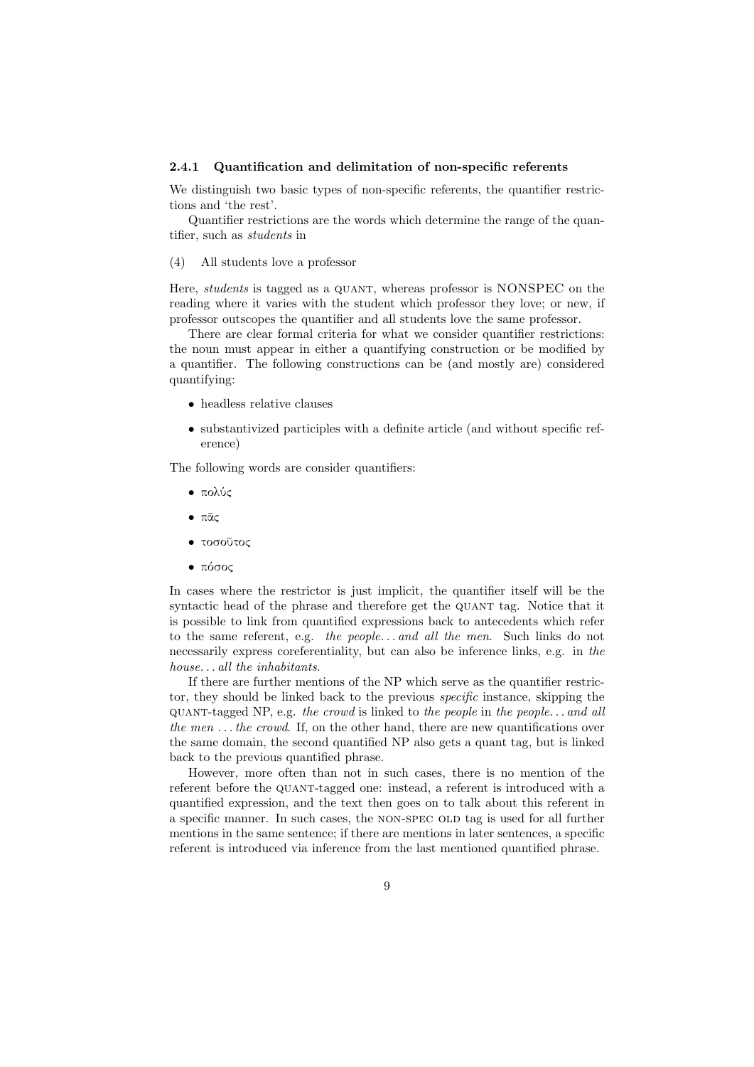### 2.4.1 Quantification and delimitation of non-specific referents

We distinguish two basic types of non-specific referents, the quantifier restrictions and 'the rest'.

Quantifier restrictions are the words which determine the range of the quantifier, such as *students* in

(4) All students love a professor

Here, *students* is tagged as a QUANT, whereas professor is NONSPEC on the reading where it varies with the student which professor they love; or new, if professor outscopes the quantifier and all students love the same professor.

There are clear formal criteria for what we consider quantifier restrictions: the noun must appear in either a quantifying construction or be modified by a quantifier. The following constructions can be (and mostly are) considered quantifying:

- headless relative clauses
- substantivized participles with a definite article (and without specific reference)

The following words are consider quantifiers:

- πολύς
- πᾶς
- τοσοῦτος
- πόσος

In cases where the restrictor is just implicit, the quantifier itself will be the syntactic head of the phrase and therefore get the QUANT tag. Notice that it is possible to link from quantified expressions back to antecedents which refer to the same referent, e.g. *the people... and all the men*. Such links do not necessarily express coreferentiality, but can also be inference links, e.g. in *the house... all the inhabitants*.

If there are further mentions of the NP which serve as the quantifier restrictor, they should be linked back to the previous *specific* instance, skipping the QUANT-tagged NP, e.g. *the crowd* is linked to *the people* in *the people... and all the men ... the crowd*. If, on the other hand, there are new quantifications over the same domain, the second quantified NP also gets a quant tag, but is linked back to the previous quantified phrase.

However, more often than not in such cases, there is no mention of the referent before the QUANT-tagged one: instead, a referent is introduced with a quantified expression, and the text then goes on to talk about this referent in a specific manner. In such cases, the NON-SPEC OLD tag is used for all further mentions in the same sentence; if there are mentions in later sentences, a specific referent is introduced via inference from the last mentioned quantified phrase.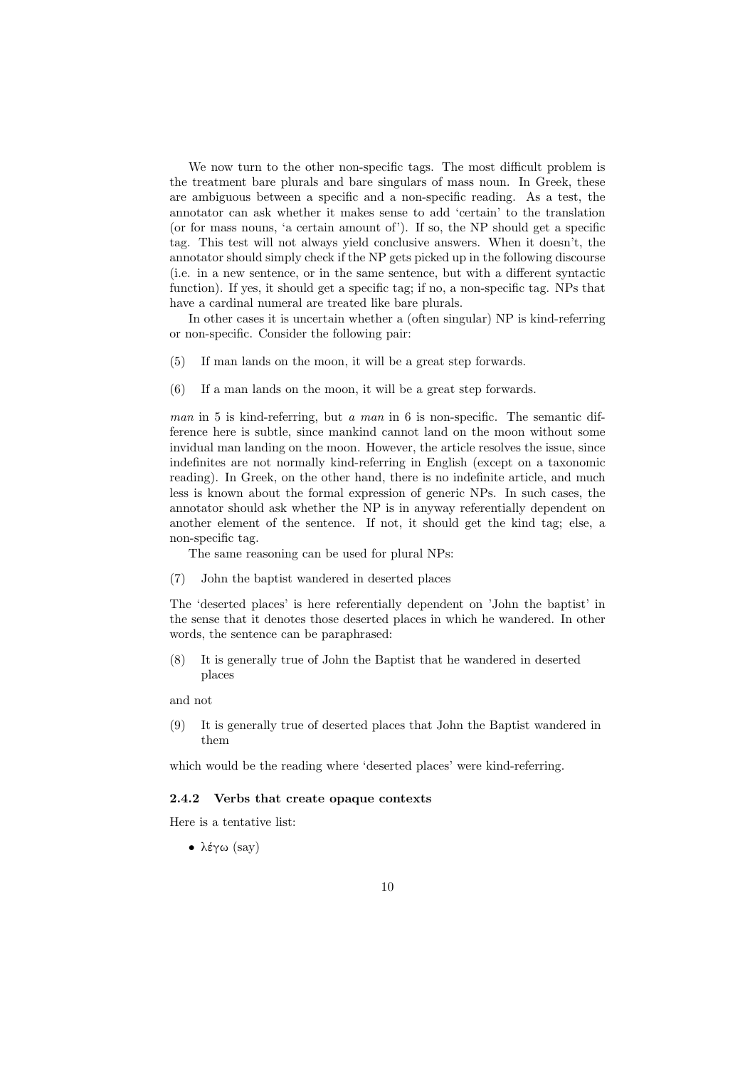We now turn to the other non-specific tags. The most difficult problem is the treatment bare plurals and bare singulars of mass noun. In Greek, these are ambiguous between a specific and a non-specific reading. As a test, the annotator can ask whether it makes sense to add 'certain' to the translation (or for mass nouns, 'a certain amount of'). If so, the NP should get a specific tag. This test will not always yield conclusive answers. When it doesn't, the annotator should simply check if the NP gets picked up in the following discourse (i.e. in a new sentence, or in the same sentence, but with a different syntactic function). If yes, it should get a specific tag; if no, a non-specific tag. NPs that have a cardinal numeral are treated like bare plurals.

In other cases it is uncertain whether a (often singular) NP is kind-referring or non-specific. Consider the following pair:

(5) If man lands on the moon, it will be a great step forwards.

(6) If a man lands on the moon, it will be a great step forwards.

*man* in 5 is kind-referring, but *a man* in 6 is non-specific. The semantic difference here is subtle, since mankind cannot land on the moon without some invidual man landing on the moon. However, the article resolves the issue, since indefinites are not normally kind-referring in English (except on a taxonomic reading). In Greek, on the other hand, there is no indefinite article, and much less is known about the formal expression of generic NPs. In such cases, the annotator should ask whether the NP is in anyway referentially dependent on another element of the sentence. If not, it should get the kind tag; else, a non-specific tag.

The same reasoning can be used for plural NPs:

(7) John the baptist wandered in deserted places

The 'deserted places' is here referentially dependent on 'John the baptist' in the sense that it denotes those deserted places in which he wandered. In other words, the sentence can be paraphrased:

(8) It is generally true of John the Baptist that he wandered in deserted places

and not

(9) It is generally true of deserted places that John the Baptist wandered in them

which would be the reading where 'deserted places' were kind-referring.

### 2.4.2 Verbs that create opaque contexts

Here is a tentative list:

- λέγω (say)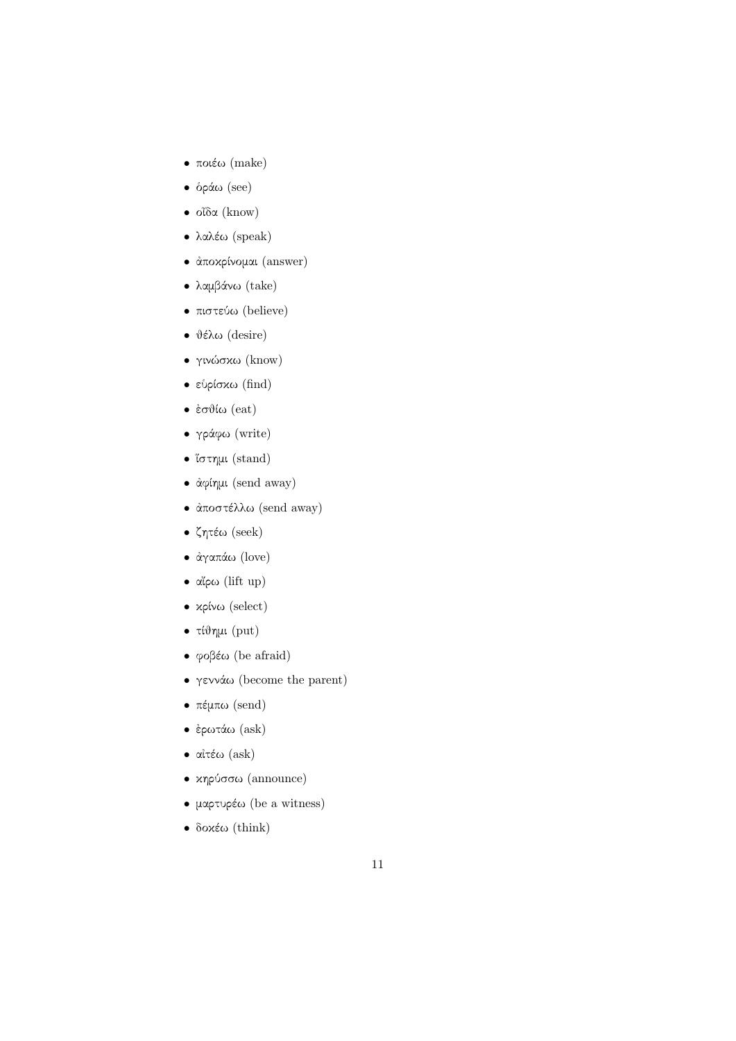- ποιέω (make)
- ὁράω (see)
- οἶδα (know)
- λαλέω (speak)
- ἀποκρίνομαι (answer)
- λαμβάνω (take)
- πιστεύω (believe)
- θέλω (desire)
- γινώσκω (know)
- εὑρίσκω (find)
- ἐσθίω (eat)
- γράφω (write)
- ἵστημι (stand)
- ἀφίημι (send away)
- ἀποστέλλω (send away)
- ζητέω (seek)
- ἀγαπάω (love)
- αἴρω (lift up)
- κρίνω (select)
- τίθημι (put)
- φοβέω (be afraid)
- γεννάω (become the parent)
- πέμπω (send)
- ἐρωτάω (ask)
- αἰτέω (ask)
- κηρύσσω (announce)
- μαρτυρέω (be a witness)
- δοκέω (think)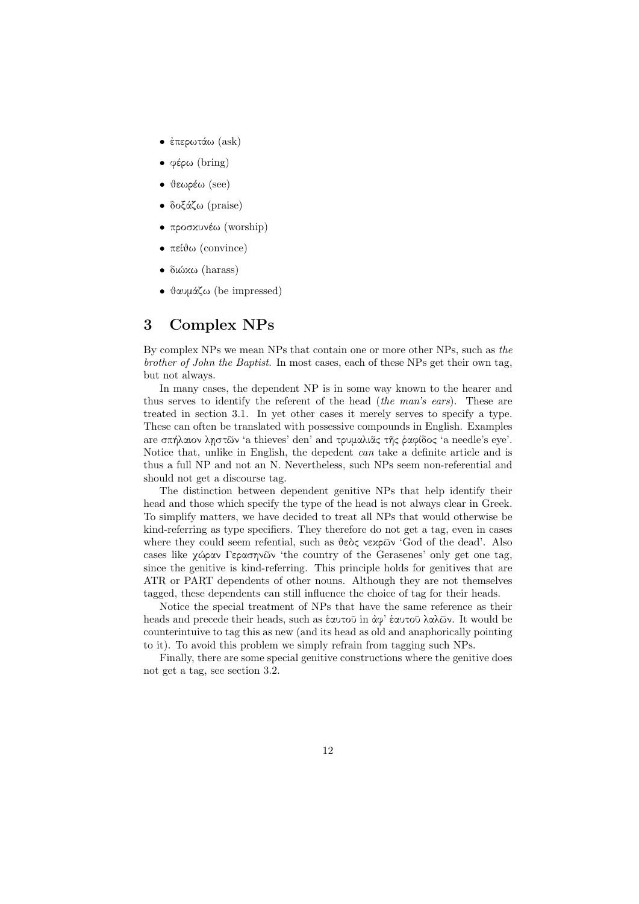- ἐπερωτάω (ask)
- φέρω (bring)
- θεωρέω (see)
- δοξάζω (praise)
- προσκυνέω (worship)
- πείθω (convince)
- διώκω (harass)
- θαυμάζω (be impressed)

# 3 Complex NPs

By complex NPs we mean NPs that contain one or more other NPs, such as *the brother of John the Baptist*. In most cases, each of these NPs get their own tag, but not always.

In many cases, the dependent NP is in some way known to the hearer and thus serves to identify the referent of the head (*the man's ears*). These are treated in section 3.1. In yet other cases it merely serves to specify a type. These can often be translated with possessive compounds in English. Examples are σπήλαιον λῃστῶν 'a thieves' den' and τρυμαλιᾶς τῆς ῥαφίδος 'a needle's eye'. Notice that, unlike in English, the depedent *can* take a definite article and is thus a full NP and not an N. Nevertheless, such NPs seem non-referential and should not get a discourse tag.

The distinction between dependent genitive NPs that help identify their head and those which specify the type of the head is not always clear in Greek. To simplify matters, we have decided to treat all NPs that would otherwise be kind-referring as type specifiers. They therefore do not get a tag, even in cases where they could seem refential, such as θεὸς νεκρῶν 'God of the dead'. Also cases like χώραν Γερασηνῶν 'the country of the Gerasenes' only get one tag, since the genitive is kind-referring. This principle holds for genitives that are ATR or PART dependents of other nouns. Although they are not themselves tagged, these dependents can still influence the choice of tag for their heads.

Notice the special treatment of NPs that have the same reference as their heads and precede their heads, such as ἑαυτοῦ in ἀφ' ἑαυτοῦ λαλῶν. It would be counterintuive to tag this as new (and its head as old and anaphorically pointing to it). To avoid this problem we simply refrain from tagging such NPs.

Finally, there are some special genitive constructions where the genitive does not get a tag, see section 3.2.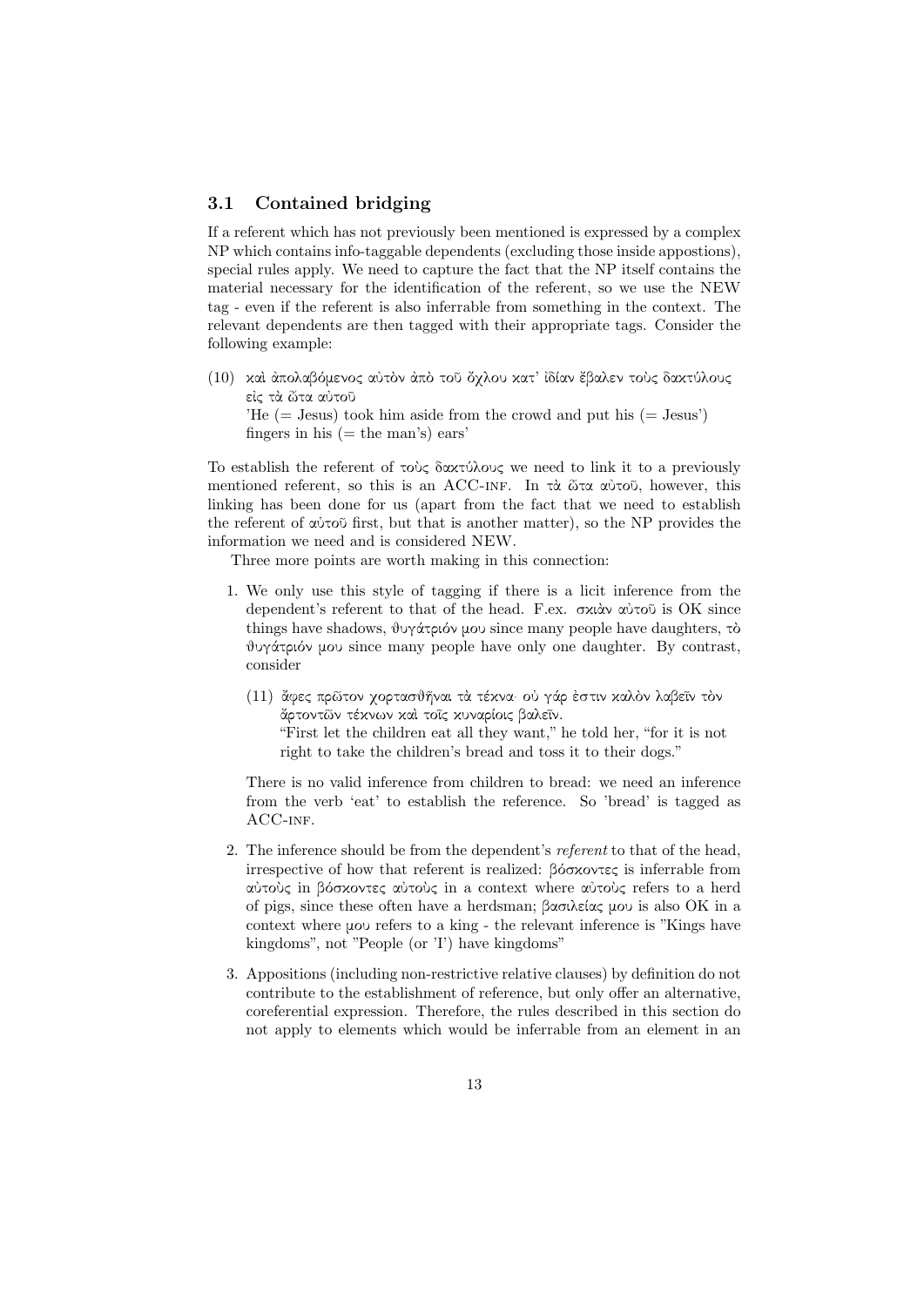### 3.1 Contained bridging

If a referent which has not previously been mentioned is expressed by a complex NP which contains info-taggable dependents (excluding those inside appostions), special rules apply. We need to capture the fact that the NP itself contains the material necessary for the identification of the referent, so we use the NEW tag - even if the referent is also inferrable from something in the context. The relevant dependents are then tagged with their appropriate tags. Consider the following example:

(10) καὶ ἀπολαβόμενος αὐτὸν ἀπὸ τοῦ ὄχλου κατ' ἰδίαν ἔβαλεν τοὺς δακτύλους εἰς τὰ ὦτα αὐτοῦ
'He (= Jesus) took him aside from the crowd and put his (= Jesus') fingers in his (= the man's) ears'

To establish the referent of τοὺς δακτύλους we need to link it to a previously mentioned referent, so this is an ACC-INF. In τὰ ὦτα αὐτοῦ, however, this linking has been done for us (apart from the fact that we need to establish the referent of αὐτοῦ first, but that is another matter), so the NP provides the information we need and is considered NEW.

Three more points are worth making in this connection:

1. We only use this style of tagging if there is a licit inference from the dependent's referent to that of the head. F.ex. σκιὰν αὐτοῦ is OK since things have shadows, θυγάτριόν μου since many people have daughters, τὸ θυγάτριόν μου since many people have only one daughter. By contrast, consider

   (11) ἄφες πρῶτον χορτασθῆναι τὰ τέκνα· οὐ γάρ ἐστιν καλὸν λαβεῖν τὸν ἄρτον τῶν τέκνων καὶ τοῖς κυναρίοις βαλεῖν.
   "First let the children eat all they want," he told her, "for it is not right to take the children's bread and toss it to their dogs."

   There is no valid inference from children to bread: we need an inference from the verb 'eat' to establish the reference. So 'bread' is tagged as ACC-INF.

2. The inference should be from the dependent's *referent* to that of the head, irrespective of how that referent is realized: βόσκοντες is inferrable from αὐτοὺς in βόσκοντες αὐτοὺς in a context where αὐτοὺς refers to a herd of pigs, since these often have a herdsman; βασιλείας μου is also OK in a context where μου refers to a king - the relevant inference is "Kings have kingdoms", not "People (or 'I') have kingdoms"

3. Appositions (including non-restrictive relative clauses) by definition do not contribute to the establishment of reference, but only offer an alternative, coreferential expression. Therefore, the rules described in this section do not apply to elements which would be inferrable from an element in an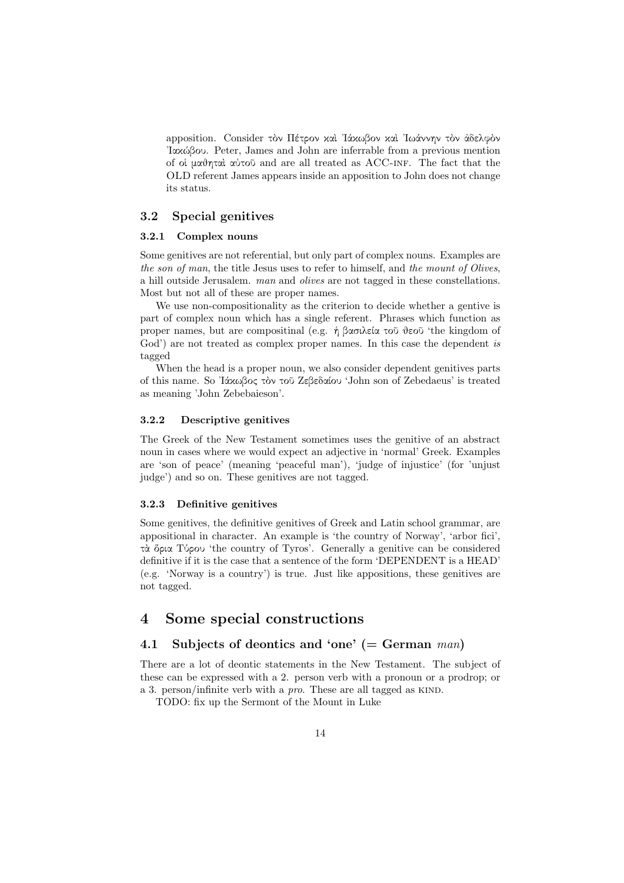apposition. Consider τὸν Πέτρον καὶ Ἰάκωβον καὶ Ἰωάννην τὸν ἀδελφὸν Ἰακώβου. Peter, James and John are inferrable from a previous mention of οἱ μαθηταὶ αὐτοῦ and are all treated as ACC-INF. The fact that the OLD referent James appears inside an apposition to John does not change its status.

## 3.2 Special genitives

### 3.2.1 Complex nouns

Some genitives are not referential, but only part of complex nouns. Examples are *the son of man*, the title Jesus uses to refer to himself, and *the mount of Olives*, a hill outside Jerusalem. *man* and *olives* are not tagged in these constellations. Most but not all of these are proper names.

We use non-compositionality as the criterion to decide whether a gentive is part of complex noun which has a single referent. Phrases which function as proper names, but are compositinal (e.g. ἡ βασιλεία τοῦ θεοῦ 'the kingdom of God') are not treated as complex proper names. In this case the dependent *is* tagged

When the head is a proper noun, we also consider dependent genitives parts of this name. So Ἰάκωβος τὸν τοῦ Ζεβεδαίου 'John son of Zebedaeus' is treated as meaning 'John Zebebaieson'.

### 3.2.2 Descriptive genitives

The Greek of the New Testament sometimes uses the genitive of an abstract noun in cases where we would expect an adjective in 'normal' Greek. Examples are 'son of peace' (meaning 'peaceful man'), 'judge of injustice' (for 'unjust judge') and so on. These genitives are not tagged.

### 3.2.3 Definitive genitives

Some genitives, the definitive genitives of Greek and Latin school grammar, are appositional in character. An example is 'the country of Norway', 'arbor fici', τὰ ὅρια Τύρου 'the country of Tyros'. Generally a genitive can be considered definitive if it is the case that a sentence of the form 'DEPENDENT is a HEAD' (e.g. 'Norway is a country') is true. Just like appositions, these genitives are not tagged.

# 4 Some special constructions

## 4.1 Subjects of deontics and 'one' (= German *man*)

There are a lot of deontic statements in the New Testament. The subject of these can be expressed with a 2. person verb with a pronoun or a prodrop; or a 3. person/infinite verb with a *pro*. These are all tagged as KIND.

TODO: fix up the Sermont of the Mount in Luke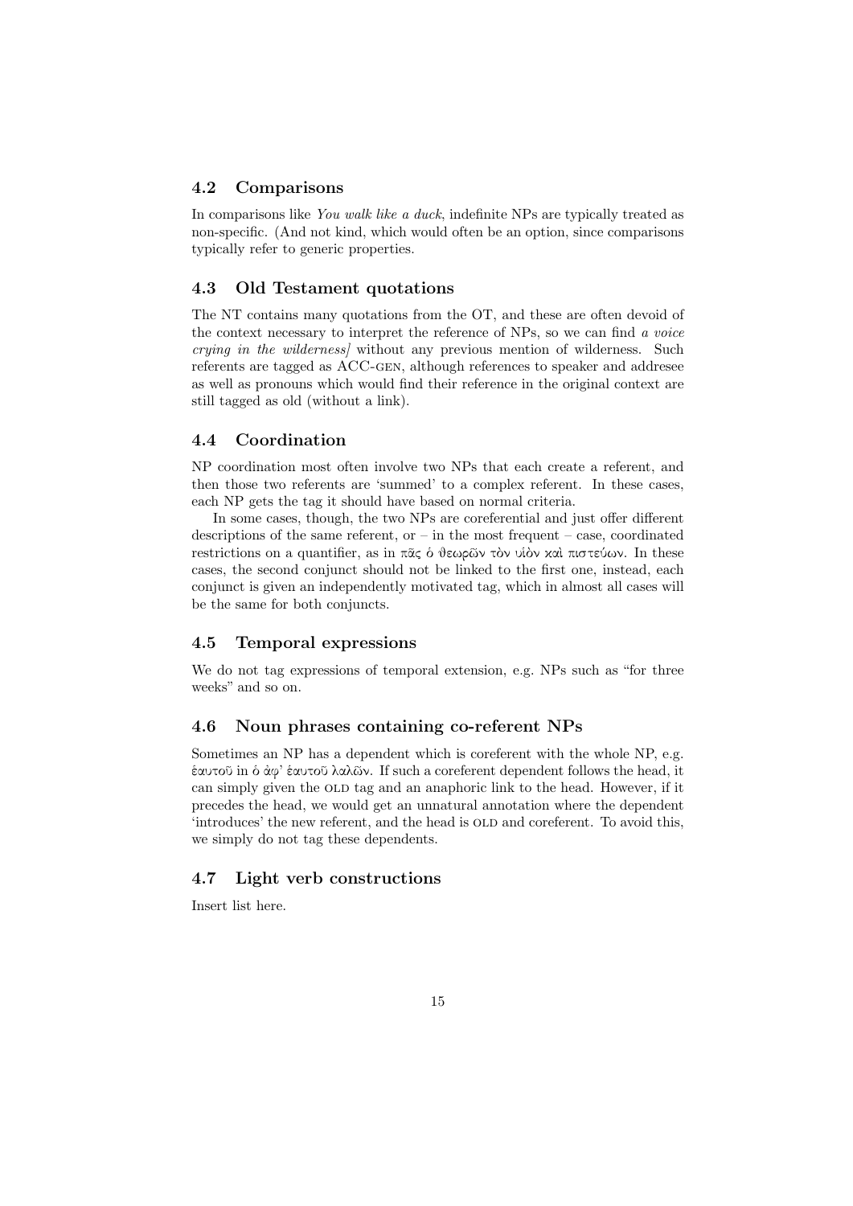### 4.2 Comparisons

In comparisons like *You walk like a duck*, indefinite NPs are typically treated as non-specific. (And not kind, which would often be an option, since comparisons typically refer to generic properties.

### 4.3 Old Testament quotations

The NT contains many quotations from the OT, and these are often devoid of the context necessary to interpret the reference of NPs, so we can find *a voice crying in the wilderness]* without any previous mention of wilderness. Such referents are tagged as ACC-GEN, although references to speaker and addresee as well as pronouns which would find their reference in the original context are still tagged as old (without a link).

### 4.4 Coordination

NP coordination most often involve two NPs that each create a referent, and then those two referents are 'summed' to a complex referent. In these cases, each NP gets the tag it should have based on normal criteria.

In some cases, though, the two NPs are coreferential and just offer different descriptions of the same referent, or – in the most frequent – case, coordinated restrictions on a quantifier, as in πᾶς ὁ θεωρῶν τὸν υἱὸν καὶ πιστεύων. In these cases, the second conjunct should not be linked to the first one, instead, each conjunct is given an independently motivated tag, which in almost all cases will be the same for both conjuncts.

### 4.5 Temporal expressions

We do not tag expressions of temporal extension, e.g. NPs such as "for three weeks" and so on.

### 4.6 Noun phrases containing co-referent NPs

Sometimes an NP has a dependent which is coreferent with the whole NP, e.g. ἑαυτοῦ in ὁ ἀφ' ἑαυτοῦ λαλῶν. If such a coreferent dependent follows the head, it can simply given the OLD tag and an anaphoric link to the head. However, if it precedes the head, we would get an unnatural annotation where the dependent 'introduces' the new referent, and the head is OLD and coreferent. To avoid this, we simply do not tag these dependents.

### 4.7 Light verb constructions

Insert list here.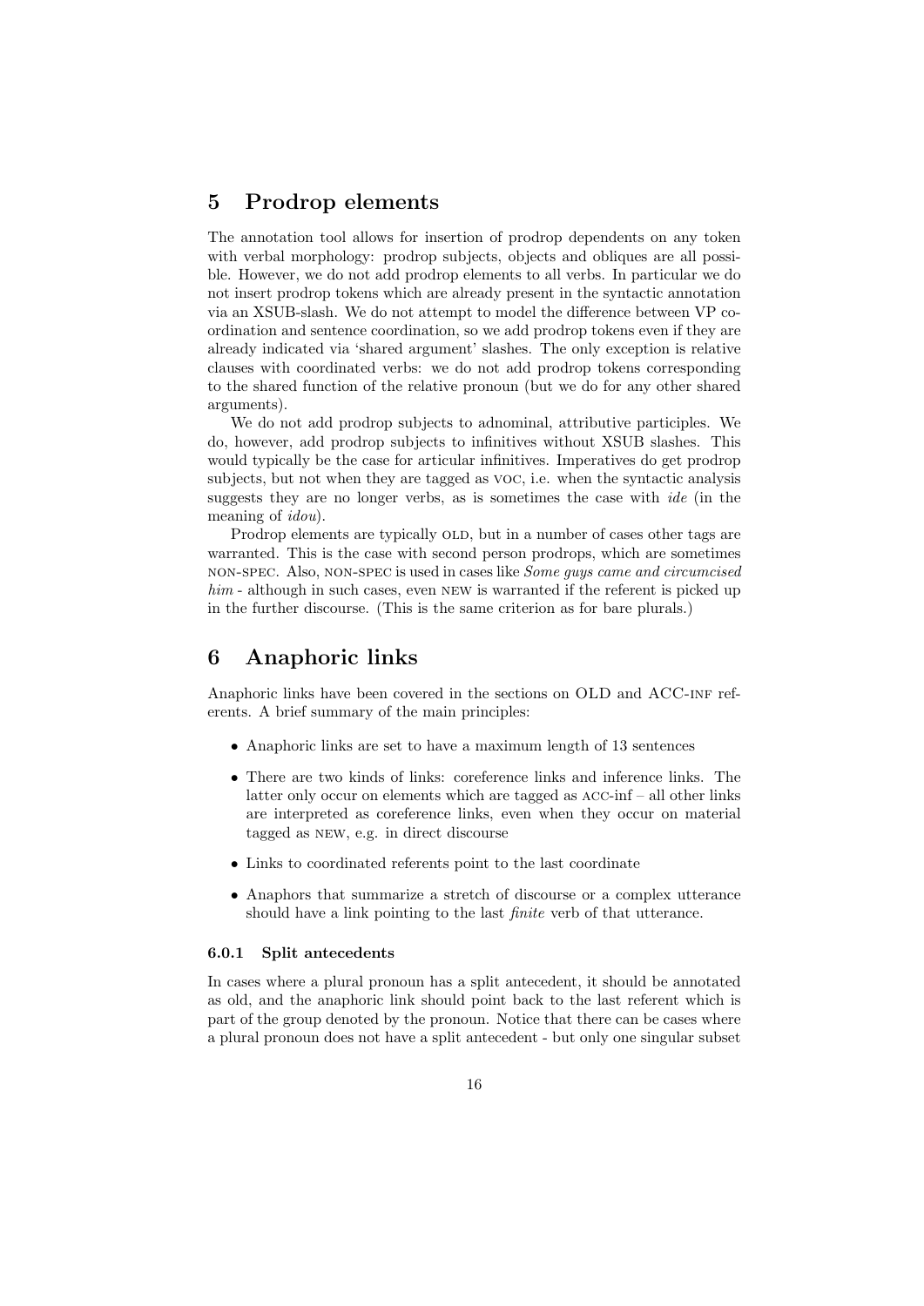## 5 Prodrop elements

The annotation tool allows for insertion of prodrop dependents on any token with verbal morphology: prodrop subjects, objects and obliques are all possible. However, we do not add prodrop elements to all verbs. In particular we do not insert prodrop tokens which are already present in the syntactic annotation via an XSUB-slash. We do not attempt to model the difference between VP coordination and sentence coordination, so we add prodrop tokens even if they are already indicated via 'shared argument' slashes. The only exception is relative clauses with coordinated verbs: we do not add prodrop tokens corresponding to the shared function of the relative pronoun (but we do for any other shared arguments).

We do not add prodrop subjects to adnominal, attributive participles. We do, however, add prodrop subjects to infinitives without XSUB slashes. This would typically be the case for articular infinitives. Imperatives do get prodrop subjects, but not when they are tagged as VOC, i.e. when the syntactic analysis suggests they are no longer verbs, as is sometimes the case with *ide* (in the meaning of *idou*).

Prodrop elements are typically OLD, but in a number of cases other tags are warranted. This is the case with second person prodrops, which are sometimes NON-SPEC. Also, NON-SPEC is used in cases like *Some guys came and circumcised him* - although in such cases, even NEW is warranted if the referent is picked up in the further discourse. (This is the same criterion as for bare plurals.)

## 6 Anaphoric links

Anaphoric links have been covered in the sections on OLD and ACC-INF referents. A brief summary of the main principles:

- Anaphoric links are set to have a maximum length of 13 sentences
- There are two kinds of links: coreference links and inference links. The latter only occur on elements which are tagged as ACC-inf – all other links are interpreted as coreference links, even when they occur on material tagged as NEW, e.g. in direct discourse
- Links to coordinated referents point to the last coordinate
- Anaphors that summarize a stretch of discourse or a complex utterance should have a link pointing to the last *finite* verb of that utterance.

#### 6.0.1 Split antecedents

In cases where a plural pronoun has a split antecedent, it should be annotated as old, and the anaphoric link should point back to the last referent which is part of the group denoted by the pronoun. Notice that there can be cases where a plural pronoun does not have a split antecedent - but only one singular subset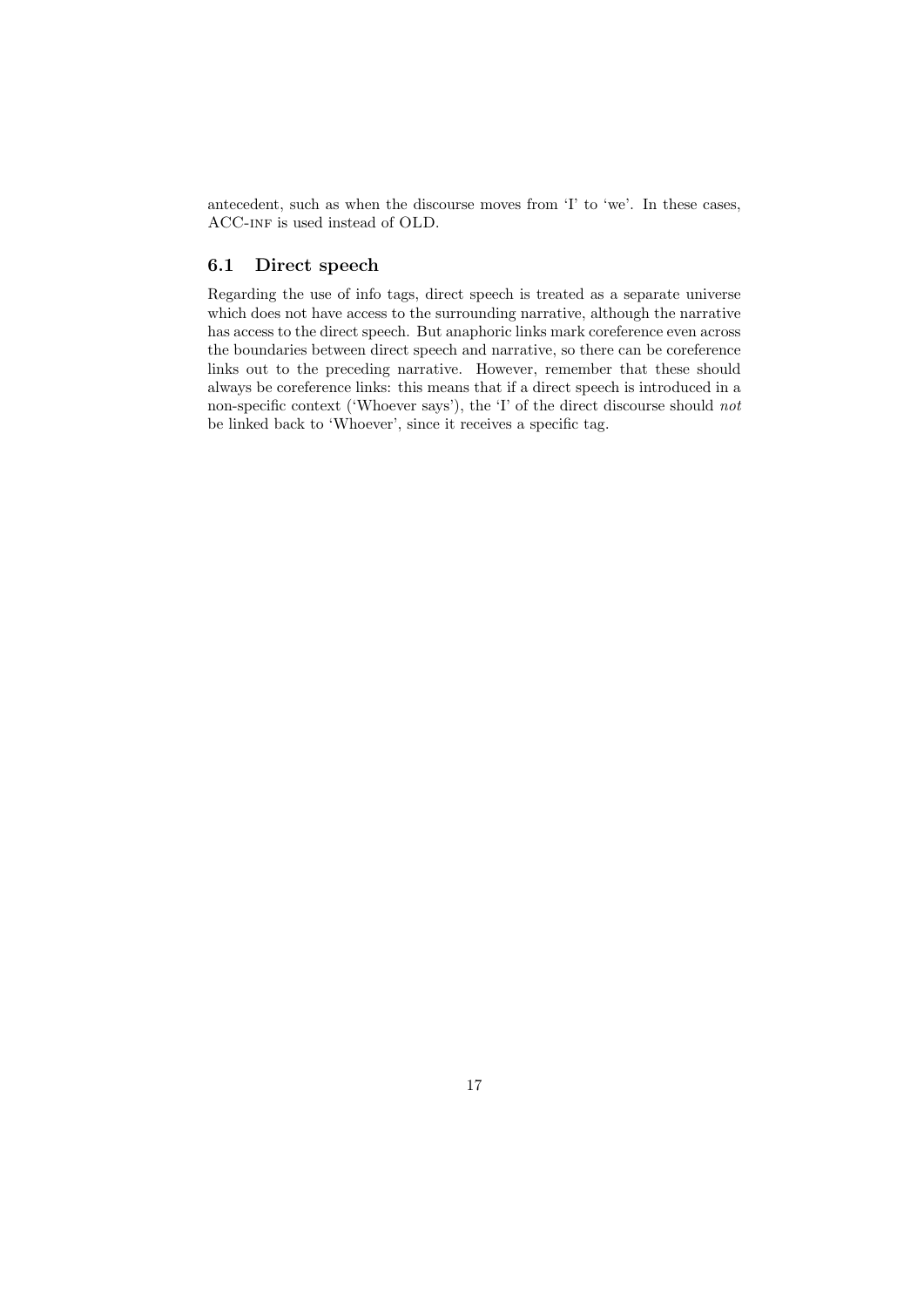antecedent, such as when the discourse moves from 'I' to 'we'. In these cases, ACC-INF is used instead of OLD.

## 6.1 Direct speech

Regarding the use of info tags, direct speech is treated as a separate universe which does not have access to the surrounding narrative, although the narrative has access to the direct speech. But anaphoric links mark coreference even across the boundaries between direct speech and narrative, so there can be coreference links out to the preceding narrative. However, remember that these should always be coreference links: this means that if a direct speech is introduced in a non-specific context ('Whoever says'), the 'I' of the direct discourse should *not* be linked back to 'Whoever', since it receives a specific tag.